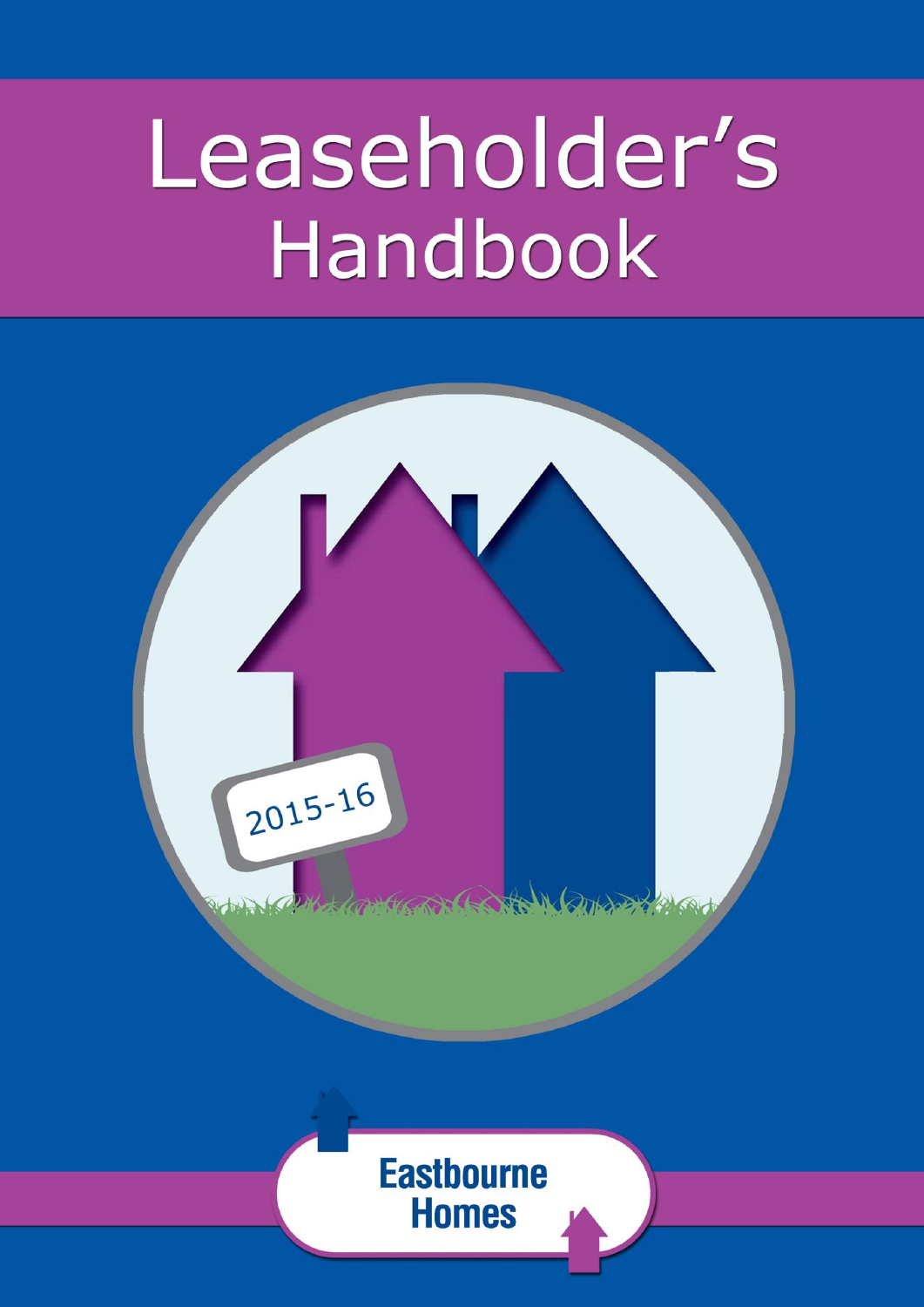# Leaseholder's Handbook

2015-16

Eastbourne Homes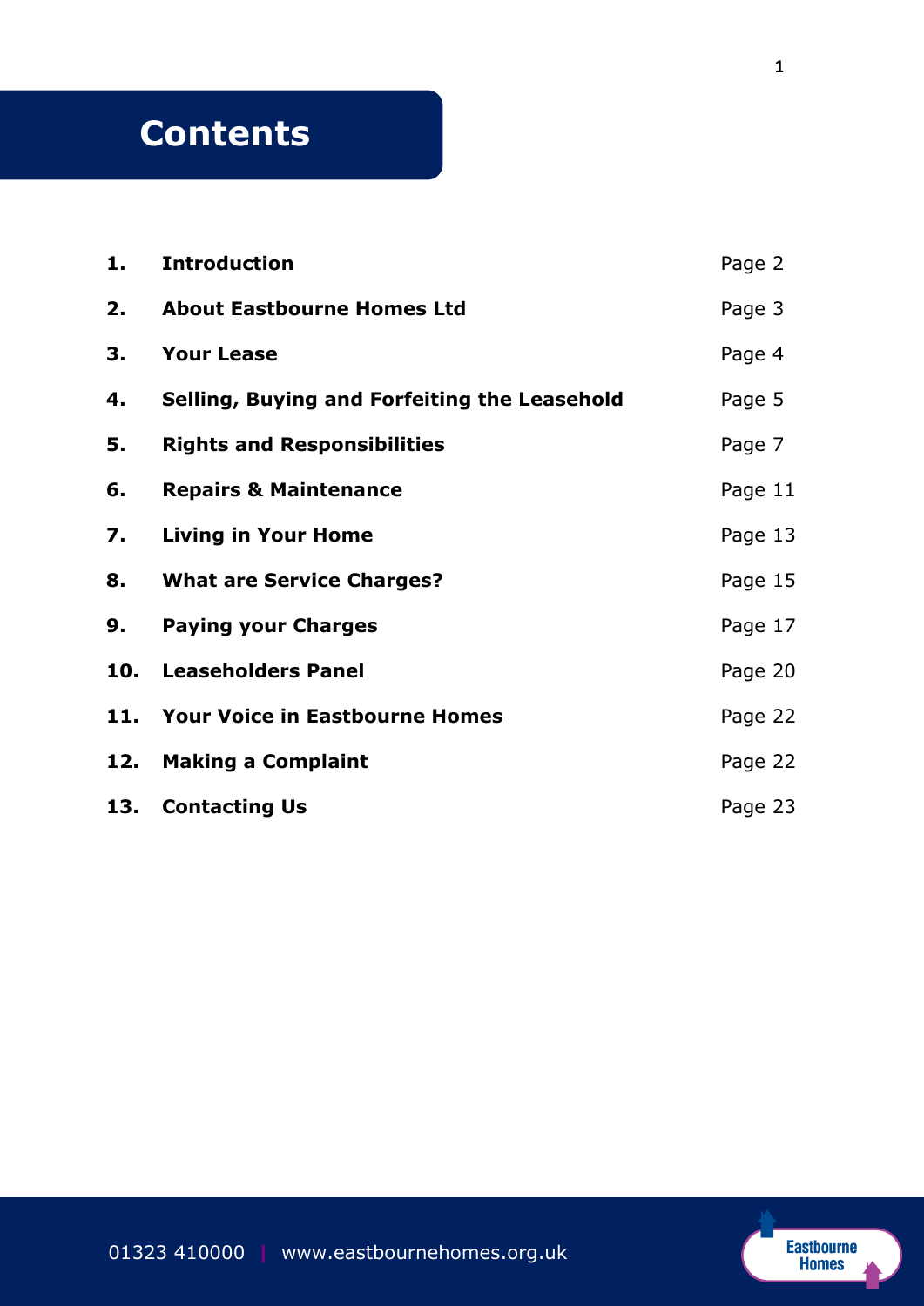# Contents

| | | |
|---|---|---|
| **1.** | **Introduction** | Page 2 |
| **2.** | **About Eastbourne Homes Ltd** | Page 3 |
| **3.** | **Your Lease** | Page 4 |
| **4.** | **Selling, Buying and Forfeiting the Leasehold** | Page 5 |
| **5.** | **Rights and Responsibilities** | Page 7 |
| **6.** | **Repairs & Maintenance** | Page 11 |
| **7.** | **Living in Your Home** | Page 13 |
| **8.** | **What are Service Charges?** | Page 15 |
| **9.** | **Paying your Charges** | Page 17 |
| **10.** | **Leaseholders Panel** | Page 20 |
| **11.** | **Your Voice in Eastbourne Homes** | Page 22 |
| **12.** | **Making a Complaint** | Page 22 |
| **13.** | **Contacting Us** | Page 23 |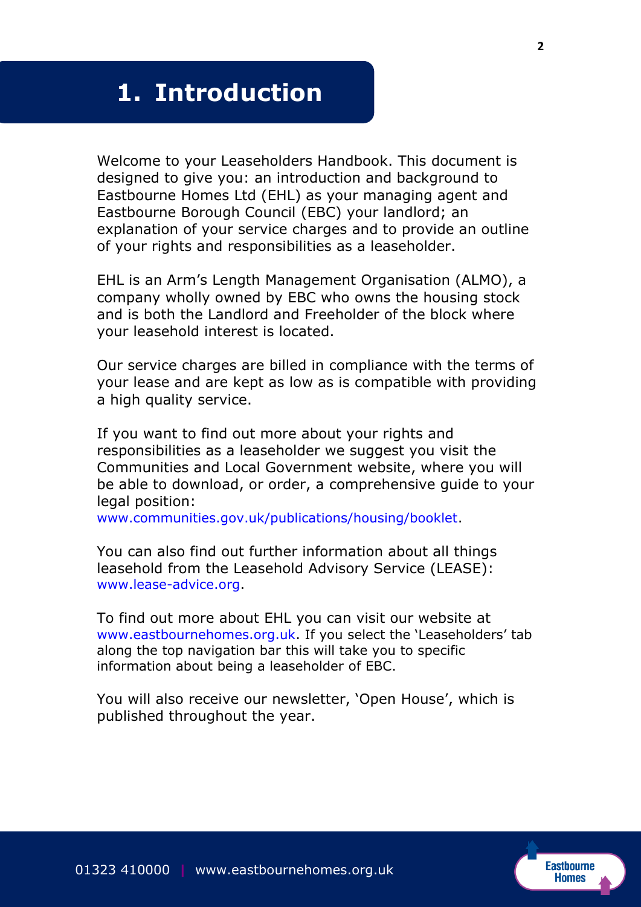# 1. Introduction

Welcome to your Leaseholders Handbook. This document is designed to give you: an introduction and background to Eastbourne Homes Ltd (EHL) as your managing agent and Eastbourne Borough Council (EBC) your landlord; an explanation of your service charges and to provide an outline of your rights and responsibilities as a leaseholder.

EHL is an Arm's Length Management Organisation (ALMO), a company wholly owned by EBC who owns the housing stock and is both the Landlord and Freeholder of the block where your leasehold interest is located.

Our service charges are billed in compliance with the terms of your lease and are kept as low as is compatible with providing a high quality service.

If you want to find out more about your rights and responsibilities as a leaseholder we suggest you visit the Communities and Local Government website, where you will be able to download, or order, a comprehensive guide to your legal position: www.communities.gov.uk/publications/housing/booklet.

You can also find out further information about all things leasehold from the Leasehold Advisory Service (LEASE): www.lease-advice.org.

To find out more about EHL you can visit our website at www.eastbournehomes.org.uk. If you select the 'Leaseholders' tab along the top navigation bar this will take you to specific information about being a leaseholder of EBC.

You will also receive our newsletter, 'Open House', which is published throughout the year.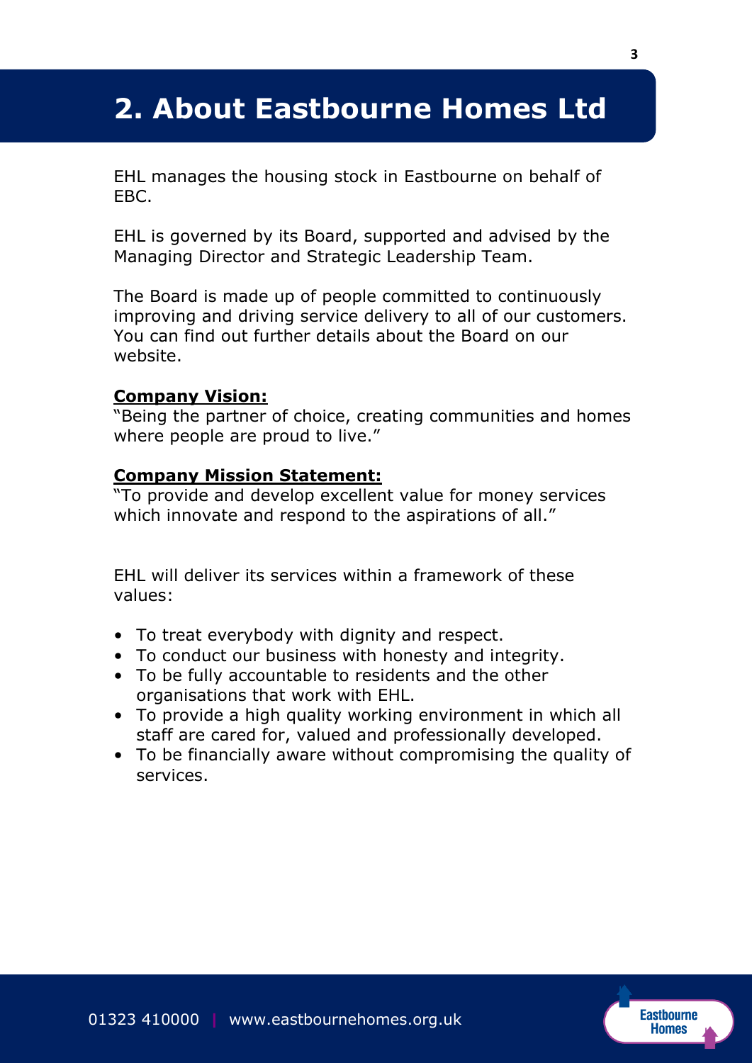# 2. About Eastbourne Homes Ltd

EHL manages the housing stock in Eastbourne on behalf of EBC.

EHL is governed by its Board, supported and advised by the Managing Director and Strategic Leadership Team.

The Board is made up of people committed to continuously improving and driving service delivery to all of our customers. You can find out further details about the Board on our website.

**Company Vision:**
"Being the partner of choice, creating communities and homes where people are proud to live."

**Company Mission Statement:**
"To provide and develop excellent value for money services which innovate and respond to the aspirations of all."

EHL will deliver its services within a framework of these values:

- To treat everybody with dignity and respect.
- To conduct our business with honesty and integrity.
- To be fully accountable to residents and the other organisations that work with EHL.
- To provide a high quality working environment in which all staff are cared for, valued and professionally developed.
- To be financially aware without compromising the quality of services.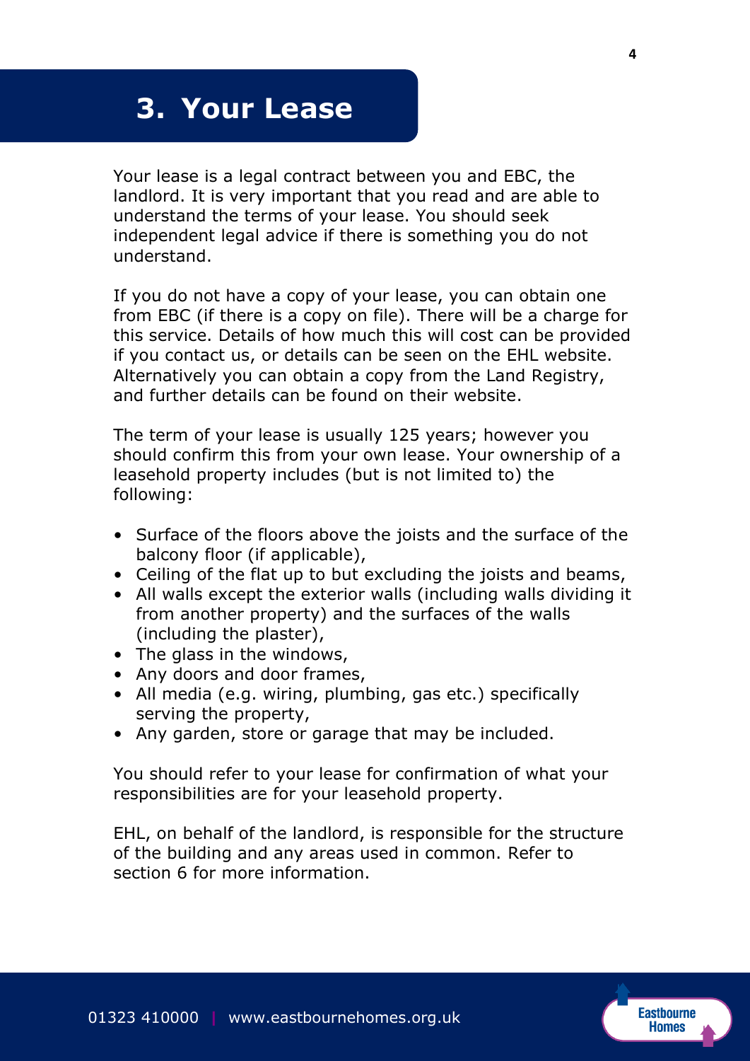# 3. Your Lease

Your lease is a legal contract between you and EBC, the landlord. It is very important that you read and are able to understand the terms of your lease. You should seek independent legal advice if there is something you do not understand.

If you do not have a copy of your lease, you can obtain one from EBC (if there is a copy on file). There will be a charge for this service. Details of how much this will cost can be provided if you contact us, or details can be seen on the EHL website. Alternatively you can obtain a copy from the Land Registry, and further details can be found on their website.

The term of your lease is usually 125 years; however you should confirm this from your own lease. Your ownership of a leasehold property includes (but is not limited to) the following:

- Surface of the floors above the joists and the surface of the balcony floor (if applicable),
- Ceiling of the flat up to but excluding the joists and beams,
- All walls except the exterior walls (including walls dividing it from another property) and the surfaces of the walls (including the plaster),
- The glass in the windows,
- Any doors and door frames,
- All media (e.g. wiring, plumbing, gas etc.) specifically serving the property,
- Any garden, store or garage that may be included.

You should refer to your lease for confirmation of what your responsibilities are for your leasehold property.

EHL, on behalf of the landlord, is responsible for the structure of the building and any areas used in common. Refer to section 6 for more information.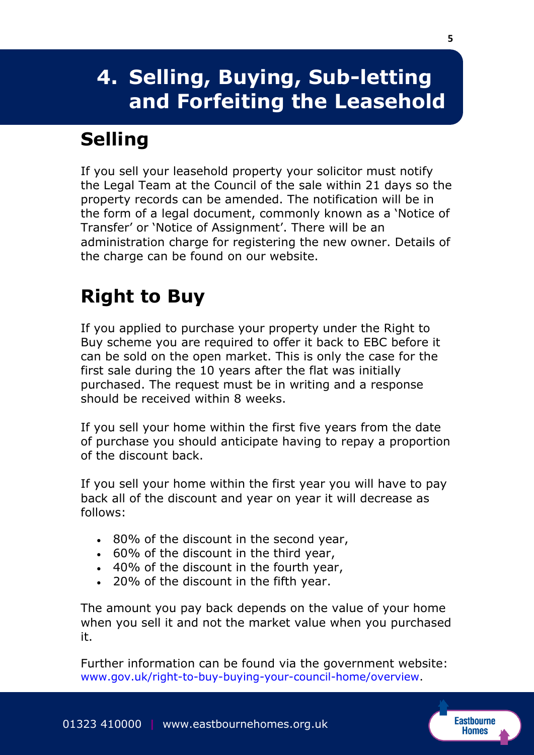# 4. Selling, Buying, Sub-letting and Forfeiting the Leasehold

## Selling

If you sell your leasehold property your solicitor must notify the Legal Team at the Council of the sale within 21 days so the property records can be amended. The notification will be in the form of a legal document, commonly known as a 'Notice of Transfer' or 'Notice of Assignment'. There will be an administration charge for registering the new owner. Details of the charge can be found on our website.

## Right to Buy

If you applied to purchase your property under the Right to Buy scheme you are required to offer it back to EBC before it can be sold on the open market. This is only the case for the first sale during the 10 years after the flat was initially purchased. The request must be in writing and a response should be received within 8 weeks.

If you sell your home within the first five years from the date of purchase you should anticipate having to repay a proportion of the discount back.

If you sell your home within the first year you will have to pay back all of the discount and year on year it will decrease as follows:

- 80% of the discount in the second year,
- 60% of the discount in the third year,
- 40% of the discount in the fourth year,
- 20% of the discount in the fifth year.

The amount you pay back depends on the value of your home when you sell it and not the market value when you purchased it.

Further information can be found via the government website: www.gov.uk/right-to-buy-buying-your-council-home/overview.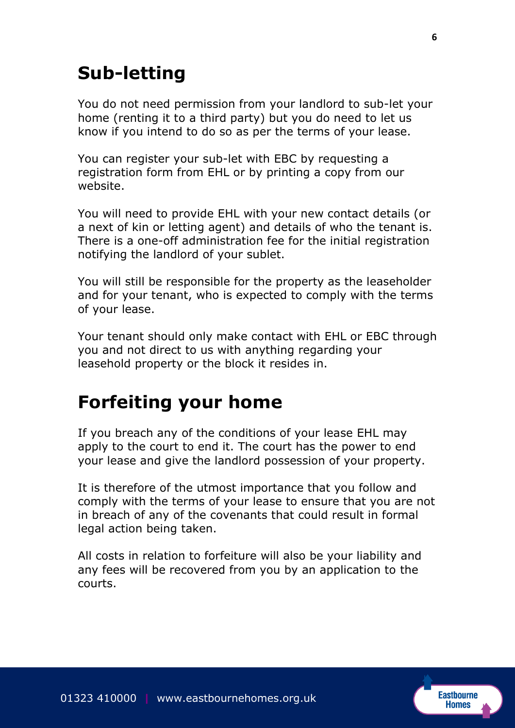## Sub-letting

You do not need permission from your landlord to sub-let your home (renting it to a third party) but you do need to let us know if you intend to do so as per the terms of your lease.

You can register your sub-let with EBC by requesting a registration form from EHL or by printing a copy from our website.

You will need to provide EHL with your new contact details (or a next of kin or letting agent) and details of who the tenant is. There is a one-off administration fee for the initial registration notifying the landlord of your sublet.

You will still be responsible for the property as the leaseholder and for your tenant, who is expected to comply with the terms of your lease.

Your tenant should only make contact with EHL or EBC through you and not direct to us with anything regarding your leasehold property or the block it resides in.

## Forfeiting your home

If you breach any of the conditions of your lease EHL may apply to the court to end it. The court has the power to end your lease and give the landlord possession of your property.

It is therefore of the utmost importance that you follow and comply with the terms of your lease to ensure that you are not in breach of any of the covenants that could result in formal legal action being taken.

All costs in relation to forfeiture will also be your liability and any fees will be recovered from you by an application to the courts.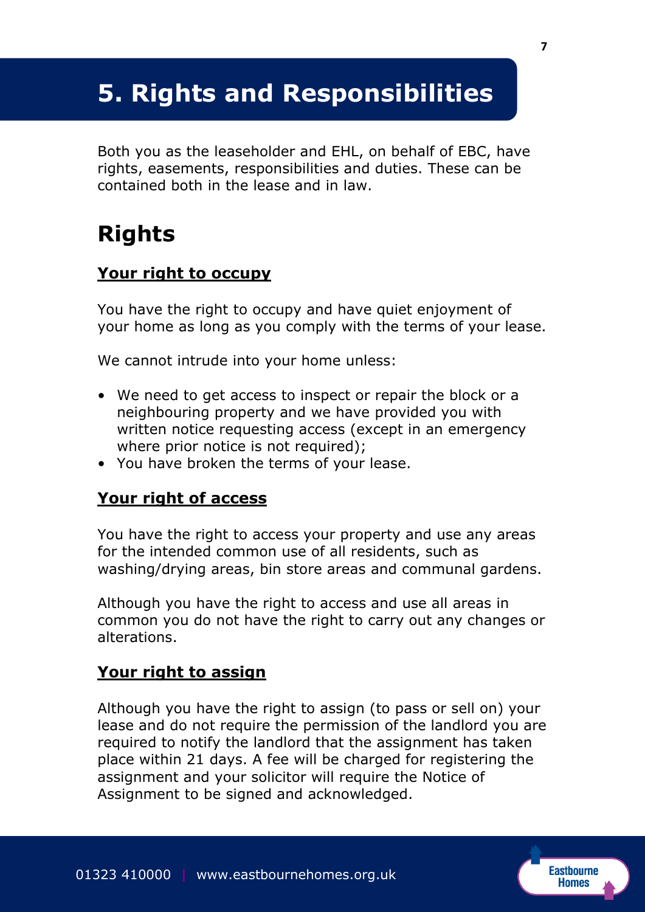# 5. Rights and Responsibilities

Both you as the leaseholder and EHL, on behalf of EBC, have rights, easements, responsibilities and duties. These can be contained both in the lease and in law.

## Rights

### Your right to occupy

You have the right to occupy and have quiet enjoyment of your home as long as you comply with the terms of your lease.

We cannot intrude into your home unless:

- We need to get access to inspect or repair the block or a neighbouring property and we have provided you with written notice requesting access (except in an emergency where prior notice is not required);
- You have broken the terms of your lease.

### Your right of access

You have the right to access your property and use any areas for the intended common use of all residents, such as washing/drying areas, bin store areas and communal gardens.

Although you have the right to access and use all areas in common you do not have the right to carry out any changes or alterations.

### Your right to assign

Although you have the right to assign (to pass or sell on) your lease and do not require the permission of the landlord you are required to notify the landlord that the assignment has taken place within 21 days. A fee will be charged for registering the assignment and your solicitor will require the Notice of Assignment to be signed and acknowledged.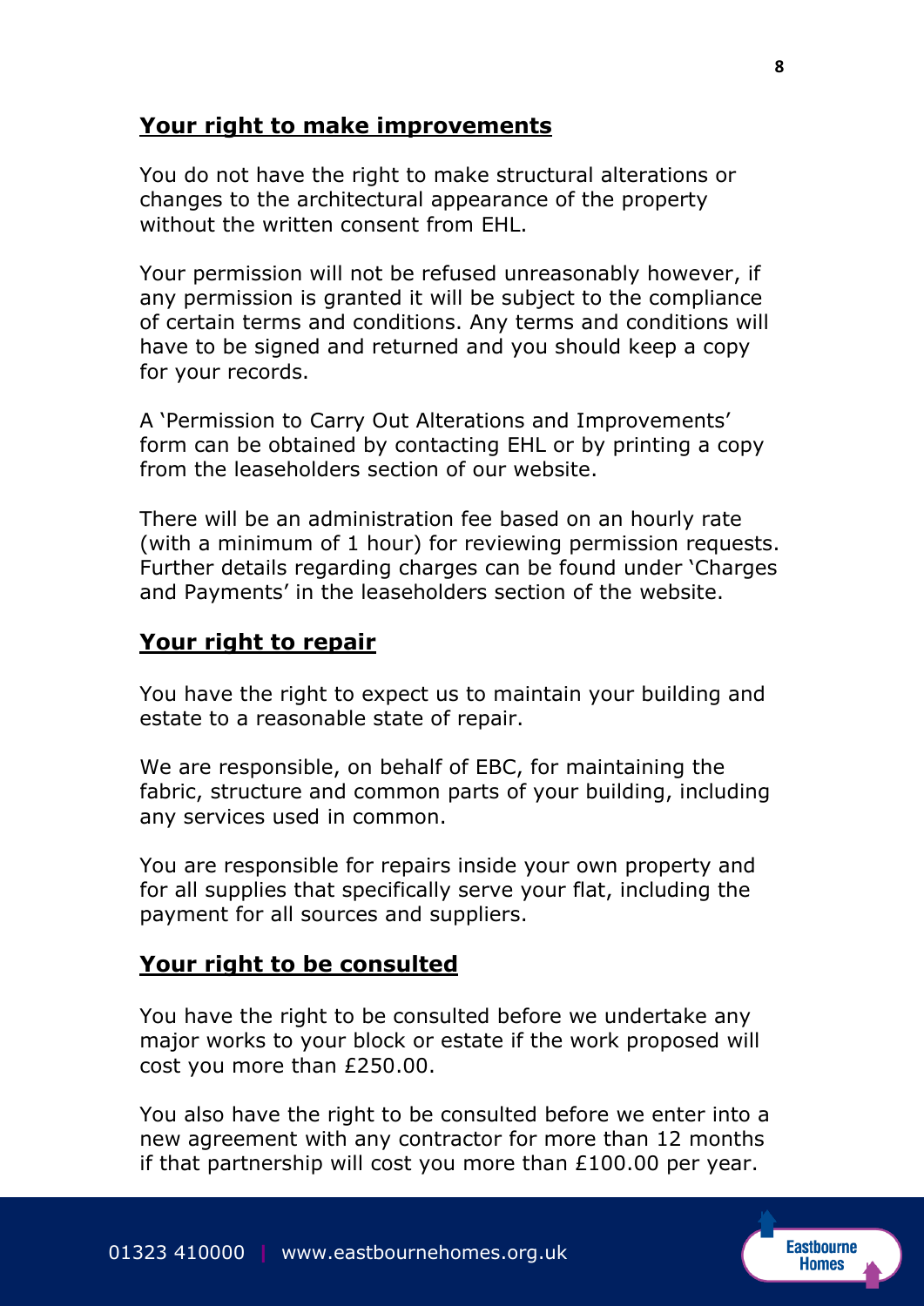## Your right to make improvements

You do not have the right to make structural alterations or changes to the architectural appearance of the property without the written consent from EHL.

Your permission will not be refused unreasonably however, if any permission is granted it will be subject to the compliance of certain terms and conditions. Any terms and conditions will have to be signed and returned and you should keep a copy for your records.

A 'Permission to Carry Out Alterations and Improvements' form can be obtained by contacting EHL or by printing a copy from the leaseholders section of our website.

There will be an administration fee based on an hourly rate (with a minimum of 1 hour) for reviewing permission requests. Further details regarding charges can be found under 'Charges and Payments' in the leaseholders section of the website.

## Your right to repair

You have the right to expect us to maintain your building and estate to a reasonable state of repair.

We are responsible, on behalf of EBC, for maintaining the fabric, structure and common parts of your building, including any services used in common.

You are responsible for repairs inside your own property and for all supplies that specifically serve your flat, including the payment for all sources and suppliers.

## Your right to be consulted

You have the right to be consulted before we undertake any major works to your block or estate if the work proposed will cost you more than £250.00.

You also have the right to be consulted before we enter into a new agreement with any contractor for more than 12 months if that partnership will cost you more than £100.00 per year.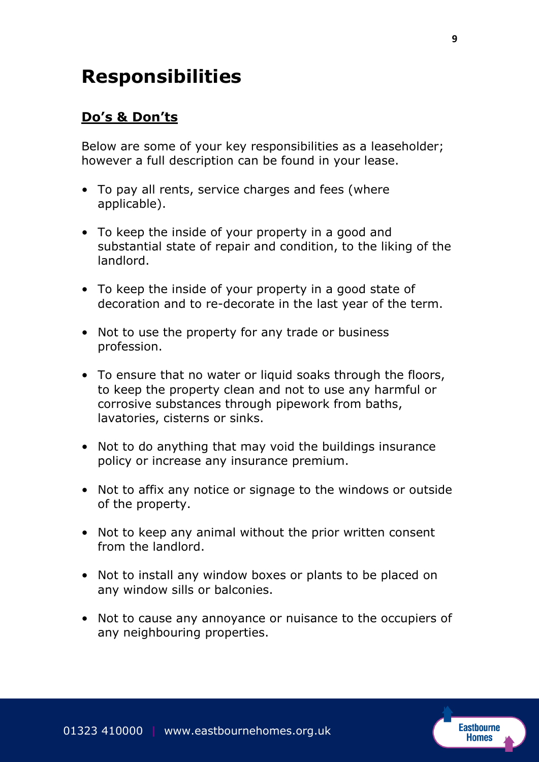# Responsibilities

## Do's & Don'ts

Below are some of your key responsibilities as a leaseholder; however a full description can be found in your lease.

- To pay all rents, service charges and fees (where applicable).
- To keep the inside of your property in a good and substantial state of repair and condition, to the liking of the landlord.
- To keep the inside of your property in a good state of decoration and to re-decorate in the last year of the term.
- Not to use the property for any trade or business profession.
- To ensure that no water or liquid soaks through the floors, to keep the property clean and not to use any harmful or corrosive substances through pipework from baths, lavatories, cisterns or sinks.
- Not to do anything that may void the buildings insurance policy or increase any insurance premium.
- Not to affix any notice or signage to the windows or outside of the property.
- Not to keep any animal without the prior written consent from the landlord.
- Not to install any window boxes or plants to be placed on any window sills or balconies.
- Not to cause any annoyance or nuisance to the occupiers of any neighbouring properties.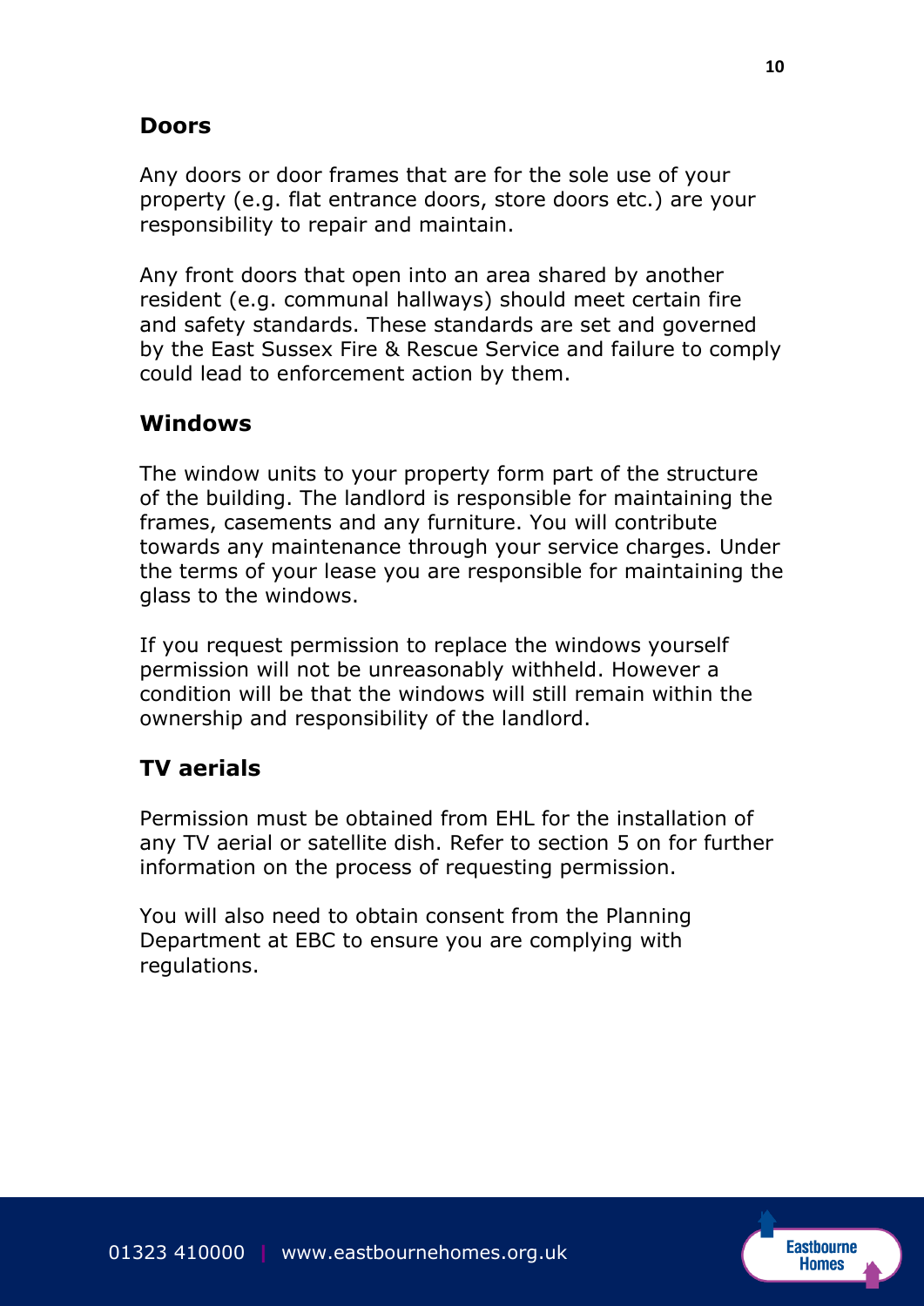## Doors

Any doors or door frames that are for the sole use of your property (e.g. flat entrance doors, store doors etc.) are your responsibility to repair and maintain.

Any front doors that open into an area shared by another resident (e.g. communal hallways) should meet certain fire and safety standards. These standards are set and governed by the East Sussex Fire & Rescue Service and failure to comply could lead to enforcement action by them.

## Windows

The window units to your property form part of the structure of the building. The landlord is responsible for maintaining the frames, casements and any furniture. You will contribute towards any maintenance through your service charges. Under the terms of your lease you are responsible for maintaining the glass to the windows.

If you request permission to replace the windows yourself permission will not be unreasonably withheld. However a condition will be that the windows will still remain within the ownership and responsibility of the landlord.

## TV aerials

Permission must be obtained from EHL for the installation of any TV aerial or satellite dish. Refer to section 5 on for further information on the process of requesting permission.

You will also need to obtain consent from the Planning Department at EBC to ensure you are complying with regulations.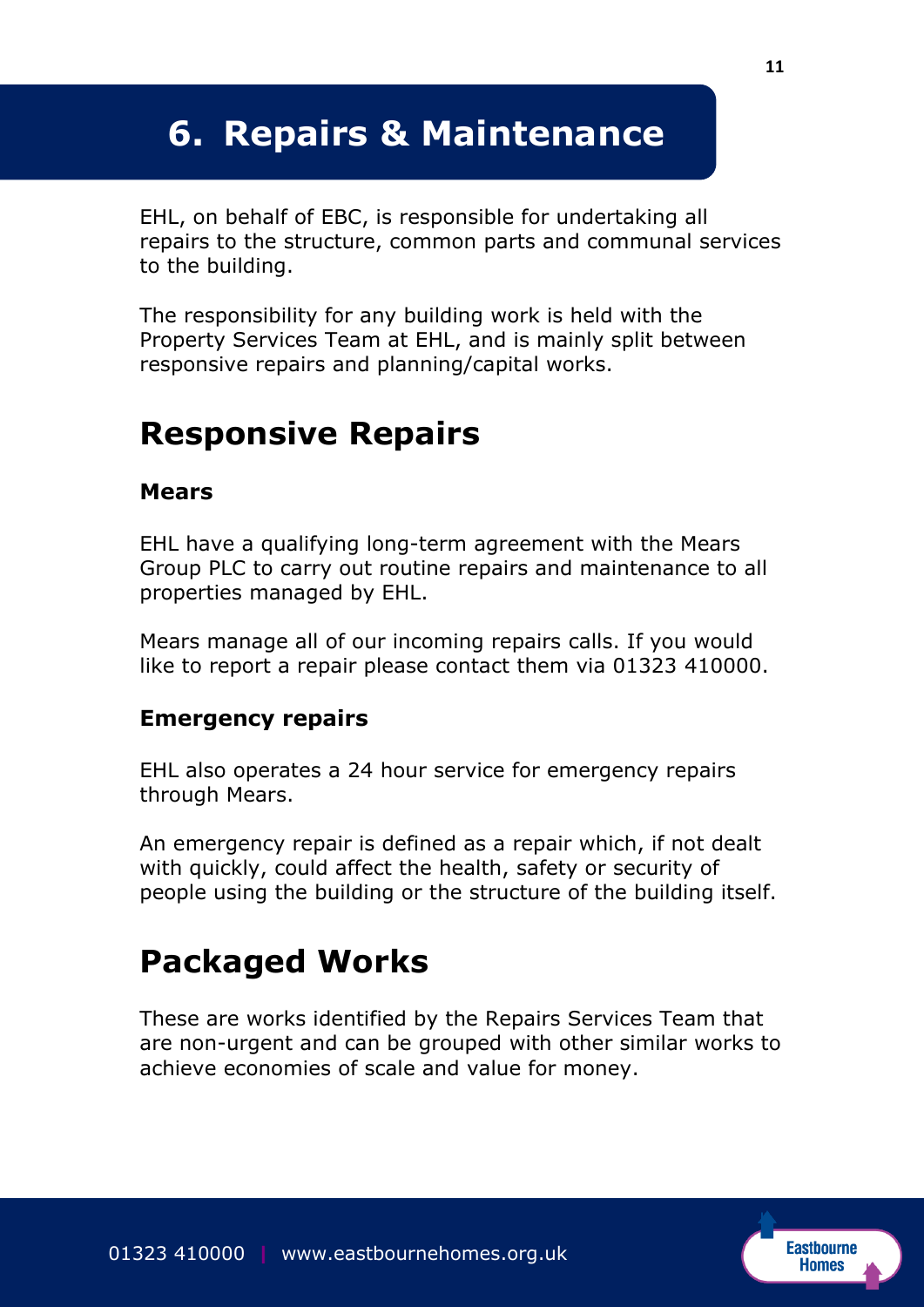# 6. Repairs & Maintenance

EHL, on behalf of EBC, is responsible for undertaking all repairs to the structure, common parts and communal services to the building.

The responsibility for any building work is held with the Property Services Team at EHL, and is mainly split between responsive repairs and planning/capital works.

## Responsive Repairs

### Mears

EHL have a qualifying long-term agreement with the Mears Group PLC to carry out routine repairs and maintenance to all properties managed by EHL.

Mears manage all of our incoming repairs calls. If you would like to report a repair please contact them via 01323 410000.

### Emergency repairs

EHL also operates a 24 hour service for emergency repairs through Mears.

An emergency repair is defined as a repair which, if not dealt with quickly, could affect the health, safety or security of people using the building or the structure of the building itself.

## Packaged Works

These are works identified by the Repairs Services Team that are non-urgent and can be grouped with other similar works to achieve economies of scale and value for money.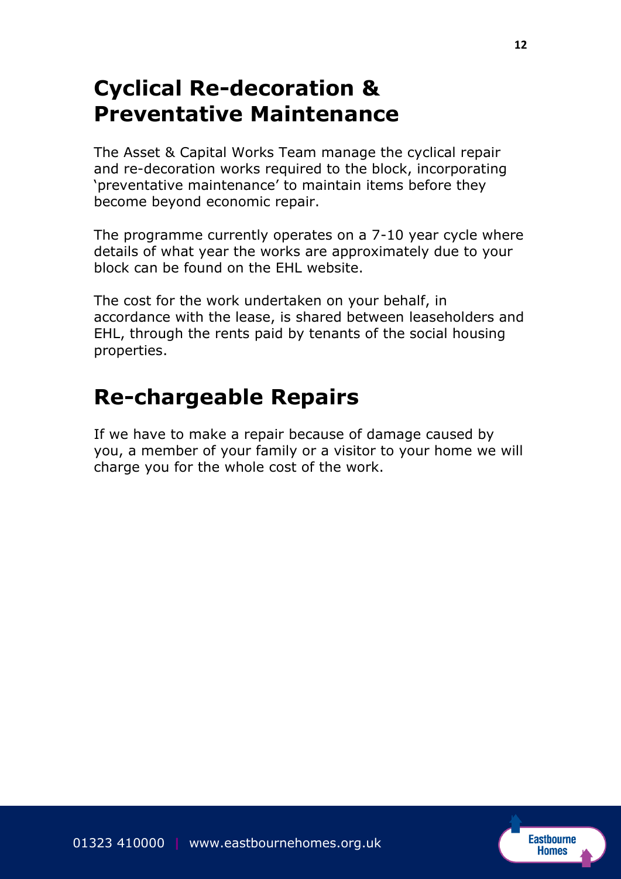## Cyclical Re-decoration & Preventative Maintenance

The Asset & Capital Works Team manage the cyclical repair and re-decoration works required to the block, incorporating 'preventative maintenance' to maintain items before they become beyond economic repair.

The programme currently operates on a 7-10 year cycle where details of what year the works are approximately due to your block can be found on the EHL website.

The cost for the work undertaken on your behalf, in accordance with the lease, is shared between leaseholders and EHL, through the rents paid by tenants of the social housing properties.

## Re-chargeable Repairs

If we have to make a repair because of damage caused by you, a member of your family or a visitor to your home we will charge you for the whole cost of the work.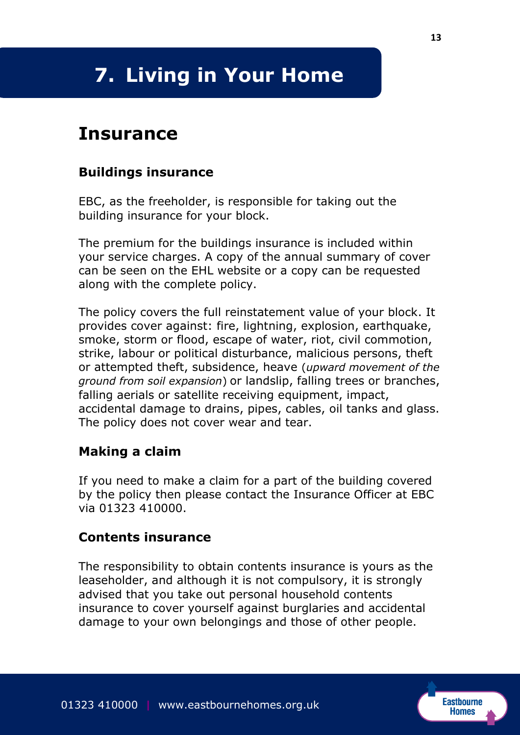# 7. Living in Your Home

## Insurance

### Buildings insurance

EBC, as the freeholder, is responsible for taking out the building insurance for your block.

The premium for the buildings insurance is included within your service charges. A copy of the annual summary of cover can be seen on the EHL website or a copy can be requested along with the complete policy.

The policy covers the full reinstatement value of your block. It provides cover against: fire, lightning, explosion, earthquake, smoke, storm or flood, escape of water, riot, civil commotion, strike, labour or political disturbance, malicious persons, theft or attempted theft, subsidence, heave (*upward movement of the ground from soil expansion*) or landslip, falling trees or branches, falling aerials or satellite receiving equipment, impact, accidental damage to drains, pipes, cables, oil tanks and glass. The policy does not cover wear and tear.

### Making a claim

If you need to make a claim for a part of the building covered by the policy then please contact the Insurance Officer at EBC via 01323 410000.

### Contents insurance

The responsibility to obtain contents insurance is yours as the leaseholder, and although it is not compulsory, it is strongly advised that you take out personal household contents insurance to cover yourself against burglaries and accidental damage to your own belongings and those of other people.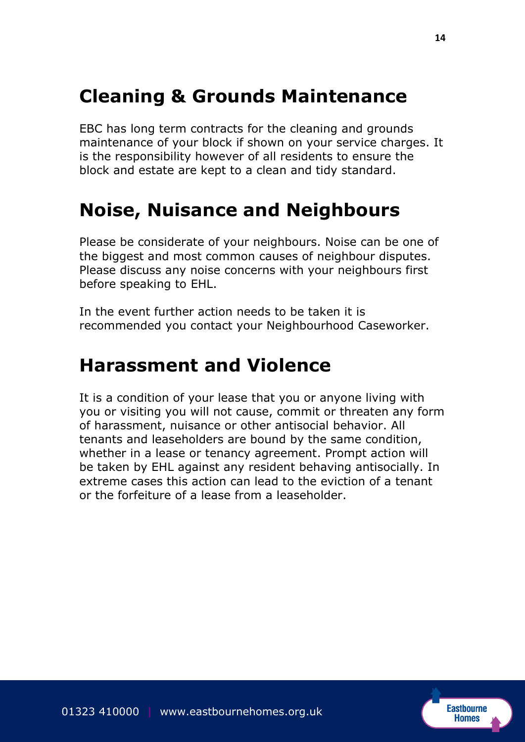## Cleaning & Grounds Maintenance

EBC has long term contracts for the cleaning and grounds maintenance of your block if shown on your service charges. It is the responsibility however of all residents to ensure the block and estate are kept to a clean and tidy standard.

## Noise, Nuisance and Neighbours

Please be considerate of your neighbours. Noise can be one of the biggest and most common causes of neighbour disputes. Please discuss any noise concerns with your neighbours first before speaking to EHL.

In the event further action needs to be taken it is recommended you contact your Neighbourhood Caseworker.

## Harassment and Violence

It is a condition of your lease that you or anyone living with you or visiting you will not cause, commit or threaten any form of harassment, nuisance or other antisocial behavior. All tenants and leaseholders are bound by the same condition, whether in a lease or tenancy agreement. Prompt action will be taken by EHL against any resident behaving antisocially. In extreme cases this action can lead to the eviction of a tenant or the forfeiture of a lease from a leaseholder.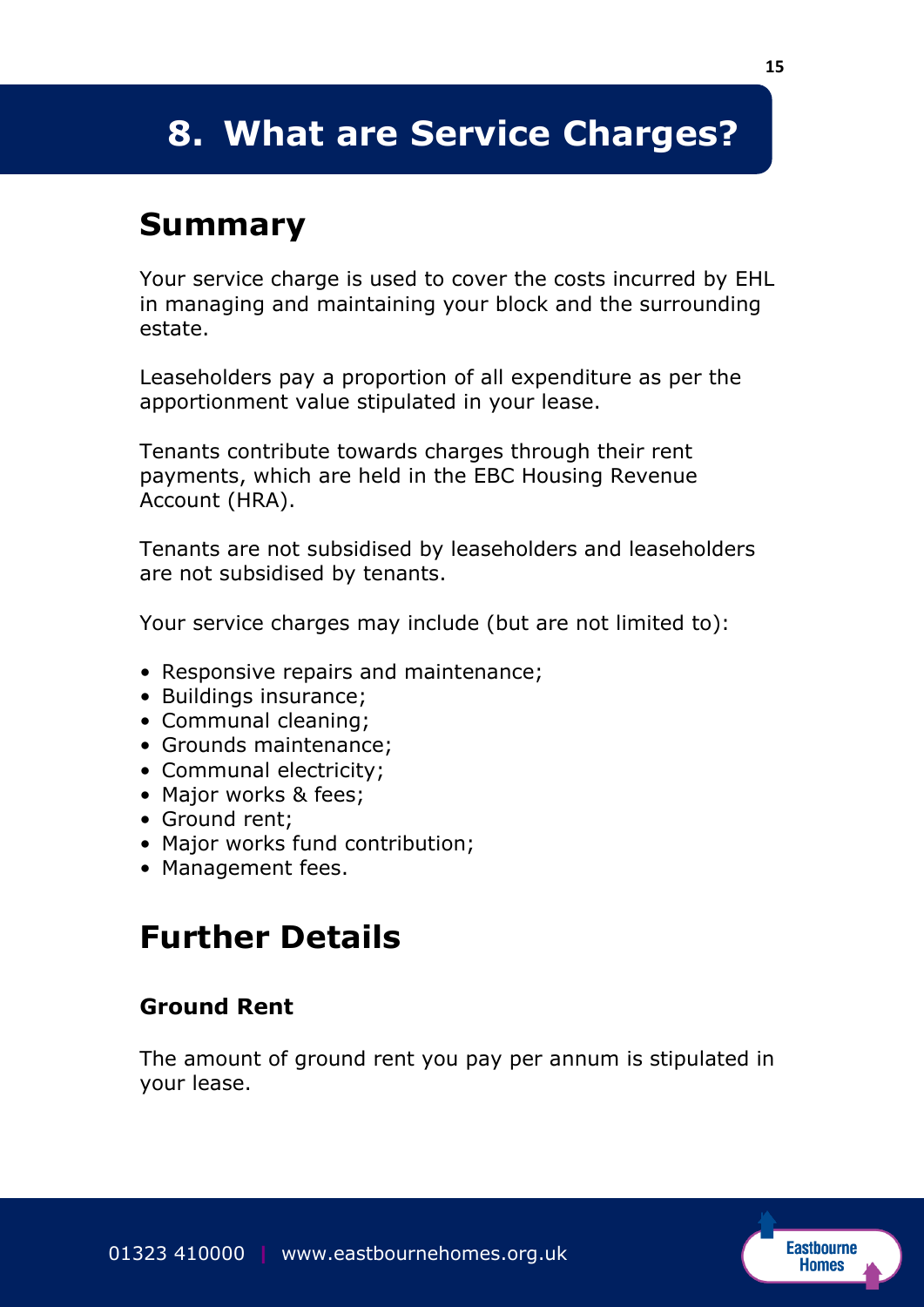# 8. What are Service Charges?

## Summary

Your service charge is used to cover the costs incurred by EHL in managing and maintaining your block and the surrounding estate.

Leaseholders pay a proportion of all expenditure as per the apportionment value stipulated in your lease.

Tenants contribute towards charges through their rent payments, which are held in the EBC Housing Revenue Account (HRA).

Tenants are not subsidised by leaseholders and leaseholders are not subsidised by tenants.

Your service charges may include (but are not limited to):

- Responsive repairs and maintenance;
- Buildings insurance;
- Communal cleaning;
- Grounds maintenance;
- Communal electricity;
- Major works & fees;
- Ground rent;
- Major works fund contribution;
- Management fees.

## Further Details

### Ground Rent

The amount of ground rent you pay per annum is stipulated in your lease.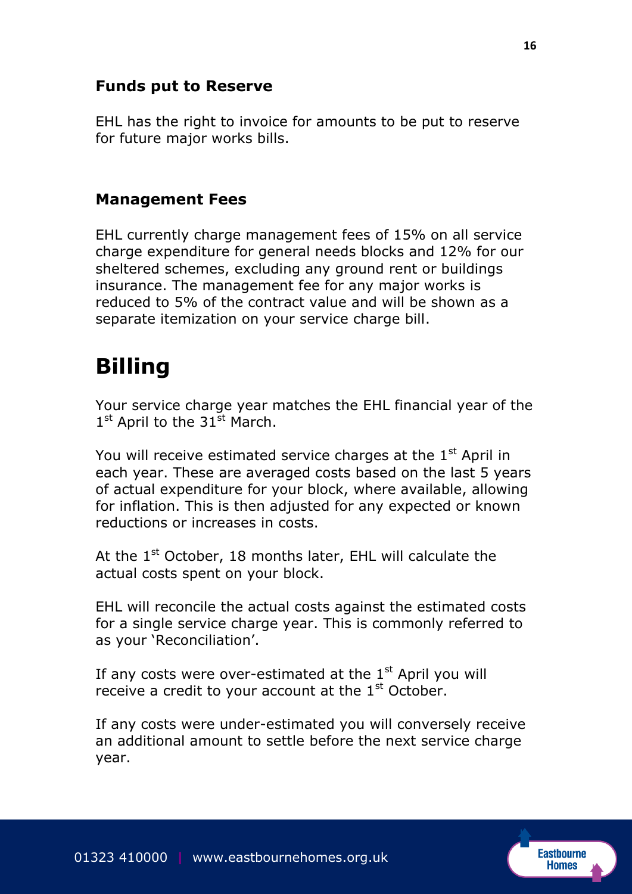### Funds put to Reserve

EHL has the right to invoice for amounts to be put to reserve for future major works bills.

### Management Fees

EHL currently charge management fees of 15% on all service charge expenditure for general needs blocks and 12% for our sheltered schemes, excluding any ground rent or buildings insurance. The management fee for any major works is reduced to 5% of the contract value and will be shown as a separate itemization on your service charge bill.

## Billing

Your service charge year matches the EHL financial year of the 1st April to the 31st March.

You will receive estimated service charges at the 1st April in each year. These are averaged costs based on the last 5 years of actual expenditure for your block, where available, allowing for inflation. This is then adjusted for any expected or known reductions or increases in costs.

At the 1st October, 18 months later, EHL will calculate the actual costs spent on your block.

EHL will reconcile the actual costs against the estimated costs for a single service charge year. This is commonly referred to as your 'Reconciliation'.

If any costs were over-estimated at the 1st April you will receive a credit to your account at the 1st October.

If any costs were under-estimated you will conversely receive an additional amount to settle before the next service charge year.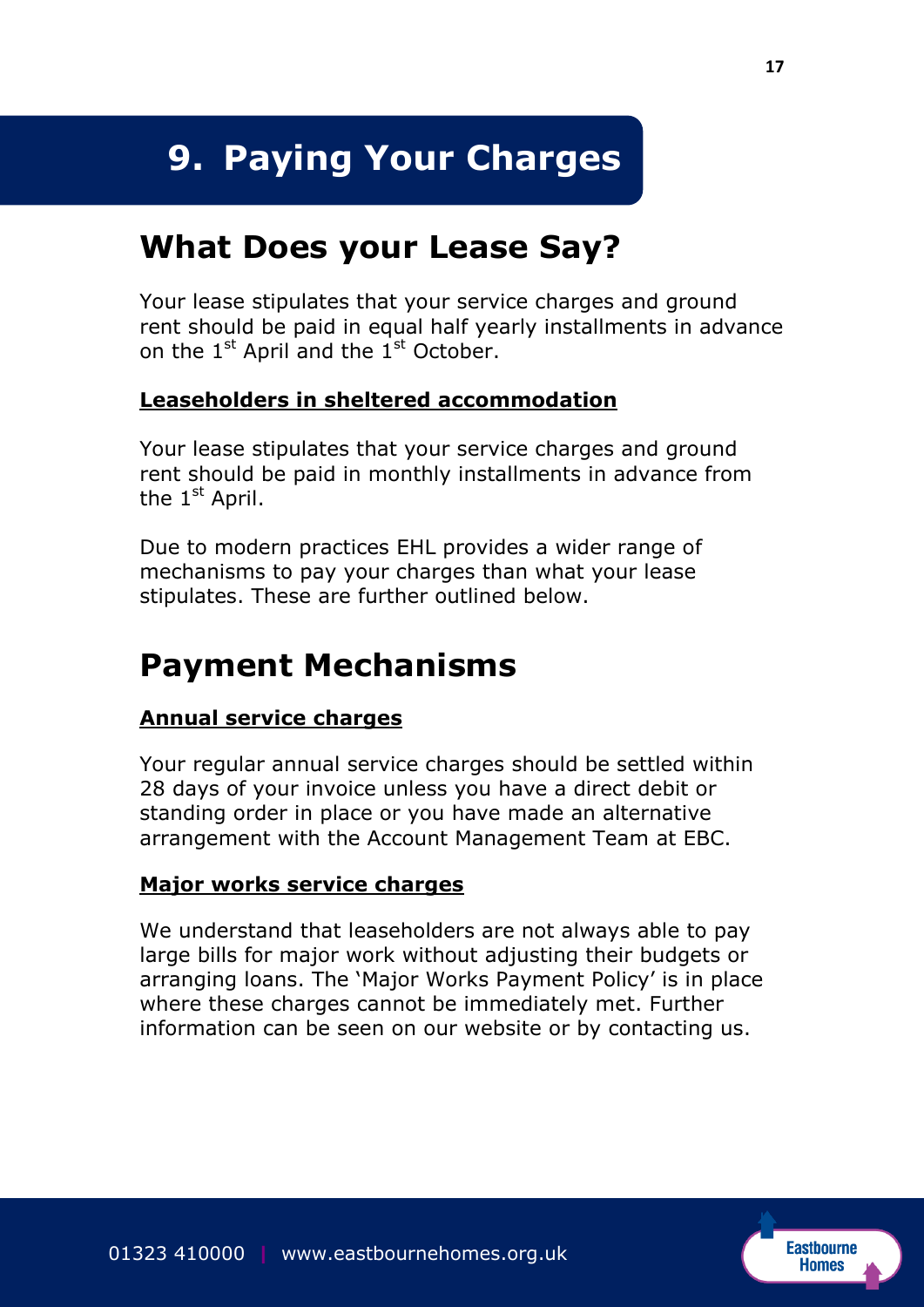# 9. Paying Your Charges

## What Does your Lease Say?

Your lease stipulates that your service charges and ground rent should be paid in equal half yearly installments in advance on the 1st April and the 1st October.

**Leaseholders in sheltered accommodation**

Your lease stipulates that your service charges and ground rent should be paid in monthly installments in advance from the 1st April.

Due to modern practices EHL provides a wider range of mechanisms to pay your charges than what your lease stipulates. These are further outlined below.

## Payment Mechanisms

**Annual service charges**

Your regular annual service charges should be settled within 28 days of your invoice unless you have a direct debit or standing order in place or you have made an alternative arrangement with the Account Management Team at EBC.

**Major works service charges**

We understand that leaseholders are not always able to pay large bills for major work without adjusting their budgets or arranging loans. The 'Major Works Payment Policy' is in place where these charges cannot be immediately met. Further information can be seen on our website or by contacting us.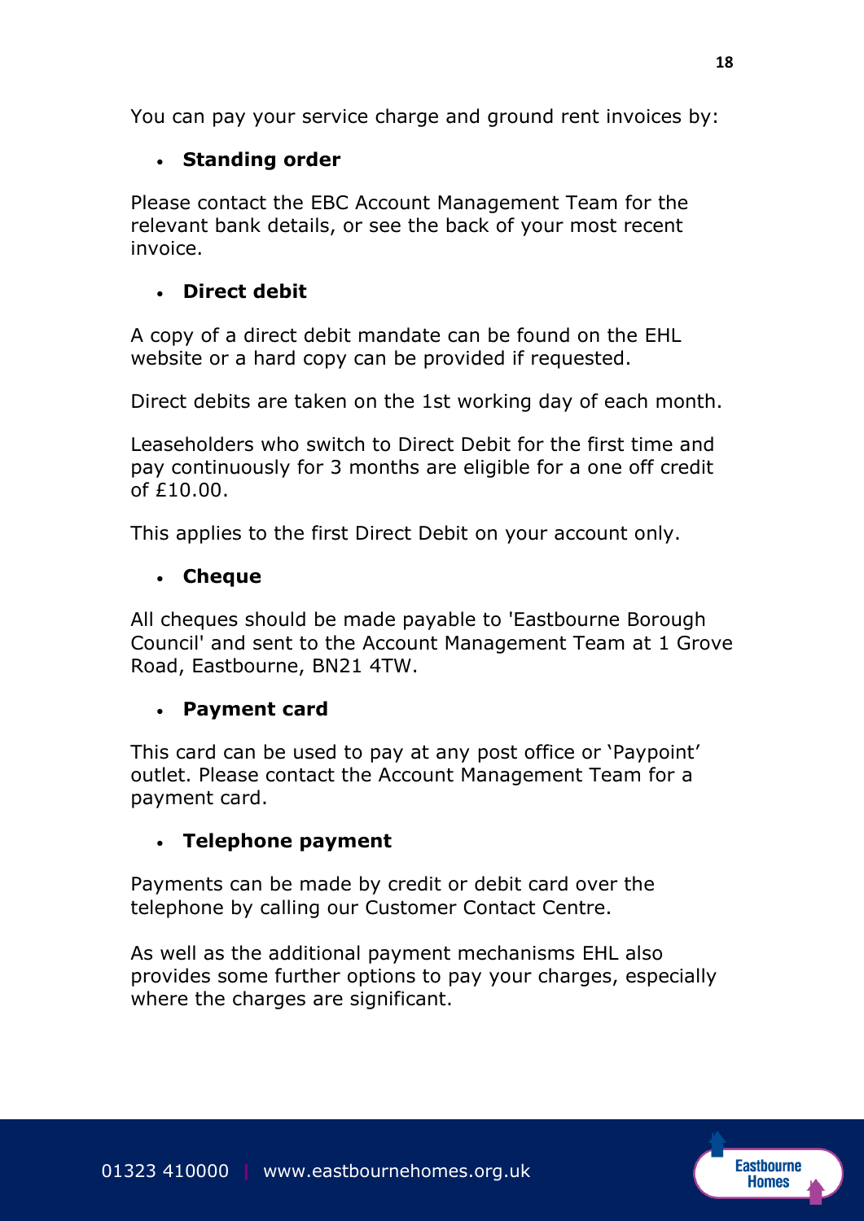You can pay your service charge and ground rent invoices by:

- **Standing order**

Please contact the EBC Account Management Team for the relevant bank details, or see the back of your most recent invoice.

- **Direct debit**

A copy of a direct debit mandate can be found on the EHL website or a hard copy can be provided if requested.

Direct debits are taken on the 1st working day of each month.

Leaseholders who switch to Direct Debit for the first time and pay continuously for 3 months are eligible for a one off credit of £10.00.

This applies to the first Direct Debit on your account only.

- **Cheque**

All cheques should be made payable to 'Eastbourne Borough Council' and sent to the Account Management Team at 1 Grove Road, Eastbourne, BN21 4TW.

- **Payment card**

This card can be used to pay at any post office or 'Paypoint' outlet. Please contact the Account Management Team for a payment card.

- **Telephone payment**

Payments can be made by credit or debit card over the telephone by calling our Customer Contact Centre.

As well as the additional payment mechanisms EHL also provides some further options to pay your charges, especially where the charges are significant.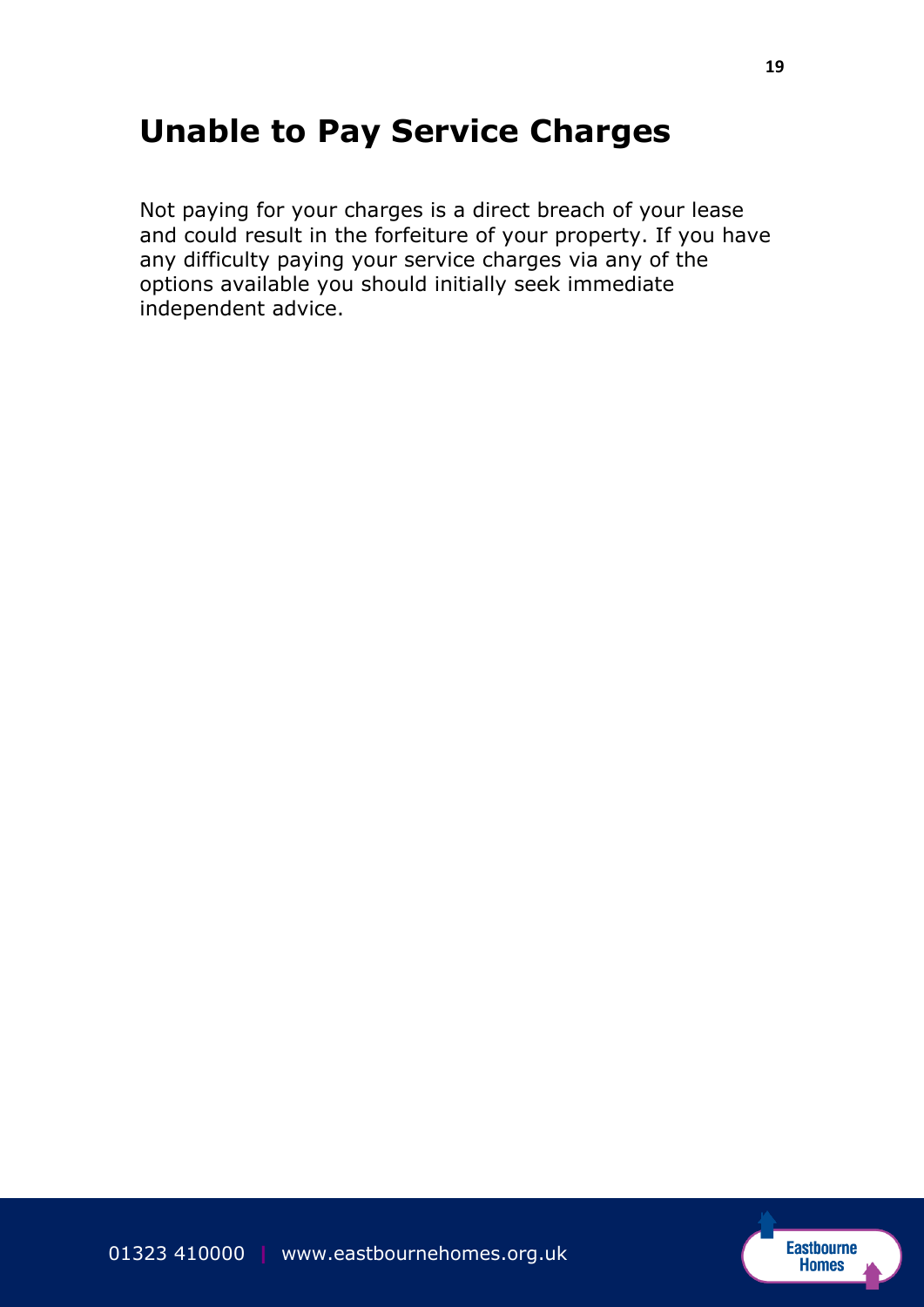## Unable to Pay Service Charges

Not paying for your charges is a direct breach of your lease and could result in the forfeiture of your property. If you have any difficulty paying your service charges via any of the options available you should initially seek immediate independent advice.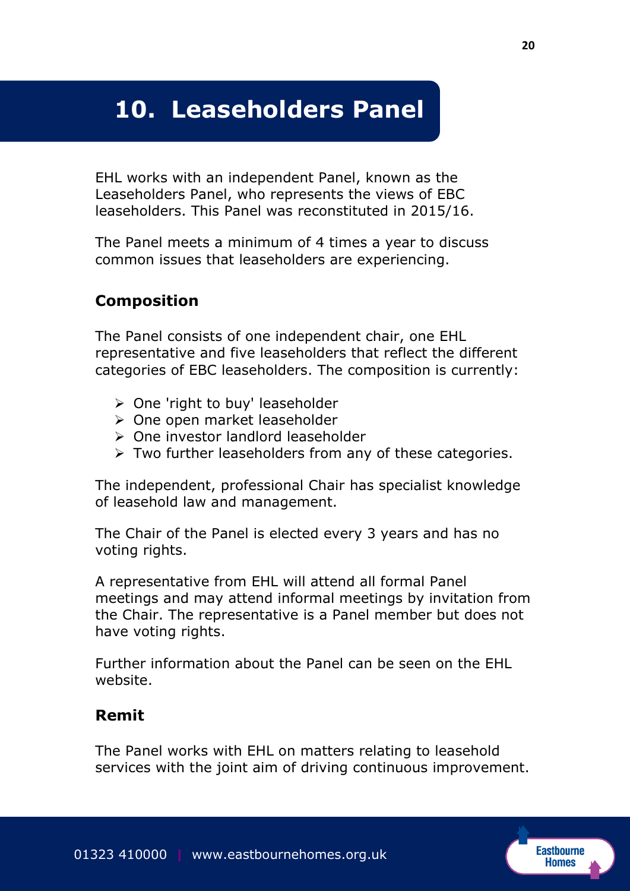# 10. Leaseholders Panel

EHL works with an independent Panel, known as the Leaseholders Panel, who represents the views of EBC leaseholders. This Panel was reconstituted in 2015/16.

The Panel meets a minimum of 4 times a year to discuss common issues that leaseholders are experiencing.

## Composition

The Panel consists of one independent chair, one EHL representative and five leaseholders that reflect the different categories of EBC leaseholders. The composition is currently:

- One 'right to buy' leaseholder
- One open market leaseholder
- One investor landlord leaseholder
- Two further leaseholders from any of these categories.

The independent, professional Chair has specialist knowledge of leasehold law and management.

The Chair of the Panel is elected every 3 years and has no voting rights.

A representative from EHL will attend all formal Panel meetings and may attend informal meetings by invitation from the Chair. The representative is a Panel member but does not have voting rights.

Further information about the Panel can be seen on the EHL website.

## Remit

The Panel works with EHL on matters relating to leasehold services with the joint aim of driving continuous improvement.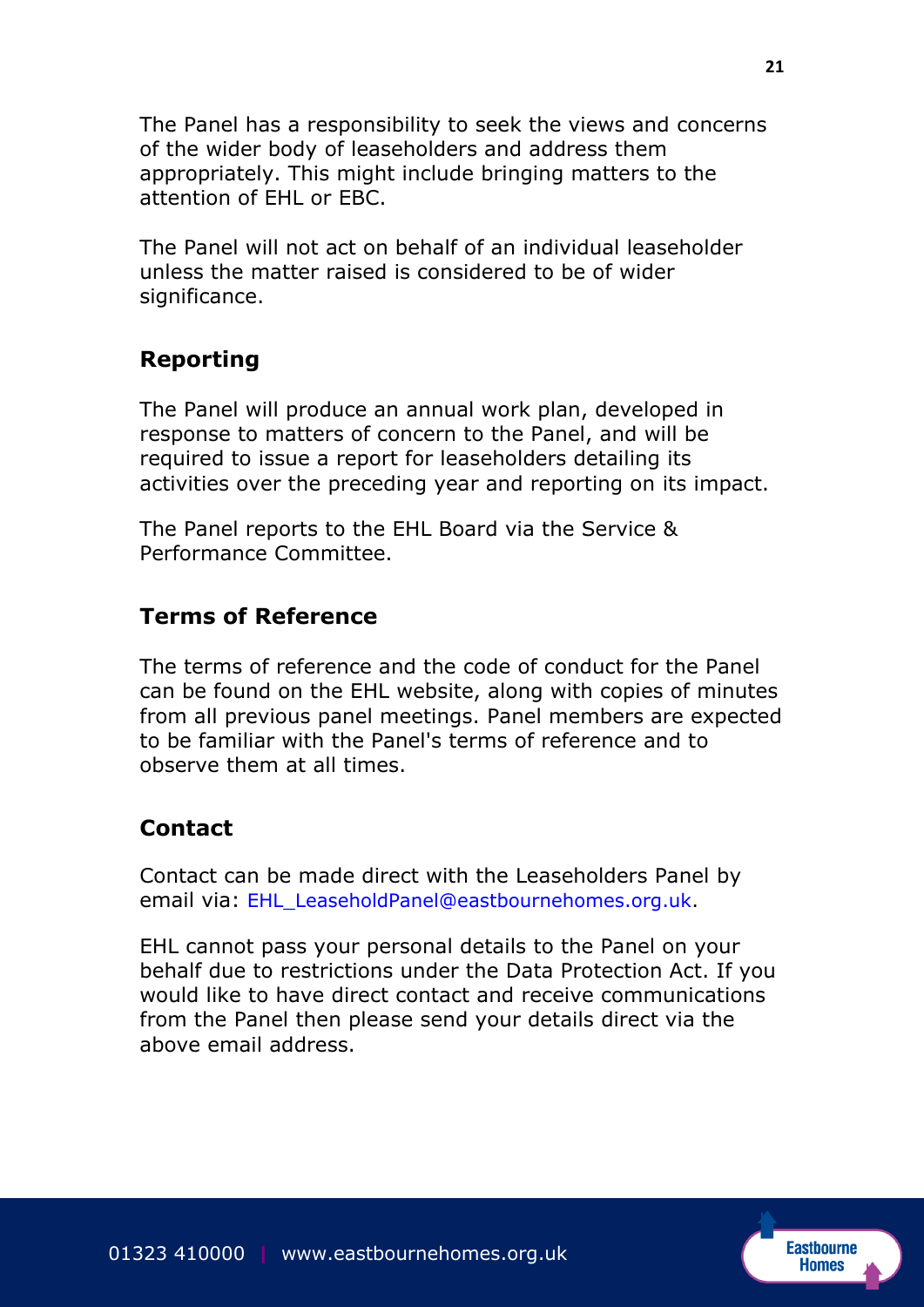The Panel has a responsibility to seek the views and concerns of the wider body of leaseholders and address them appropriately. This might include bringing matters to the attention of EHL or EBC.

The Panel will not act on behalf of an individual leaseholder unless the matter raised is considered to be of wider significance.

## Reporting

The Panel will produce an annual work plan, developed in response to matters of concern to the Panel, and will be required to issue a report for leaseholders detailing its activities over the preceding year and reporting on its impact.

The Panel reports to the EHL Board via the Service & Performance Committee.

## Terms of Reference

The terms of reference and the code of conduct for the Panel can be found on the EHL website, along with copies of minutes from all previous panel meetings. Panel members are expected to be familiar with the Panel's terms of reference and to observe them at all times.

## Contact

Contact can be made direct with the Leaseholders Panel by email via: EHL_LeaseholdPanel@eastbournehomes.org.uk.

EHL cannot pass your personal details to the Panel on your behalf due to restrictions under the Data Protection Act. If you would like to have direct contact and receive communications from the Panel then please send your details direct via the above email address.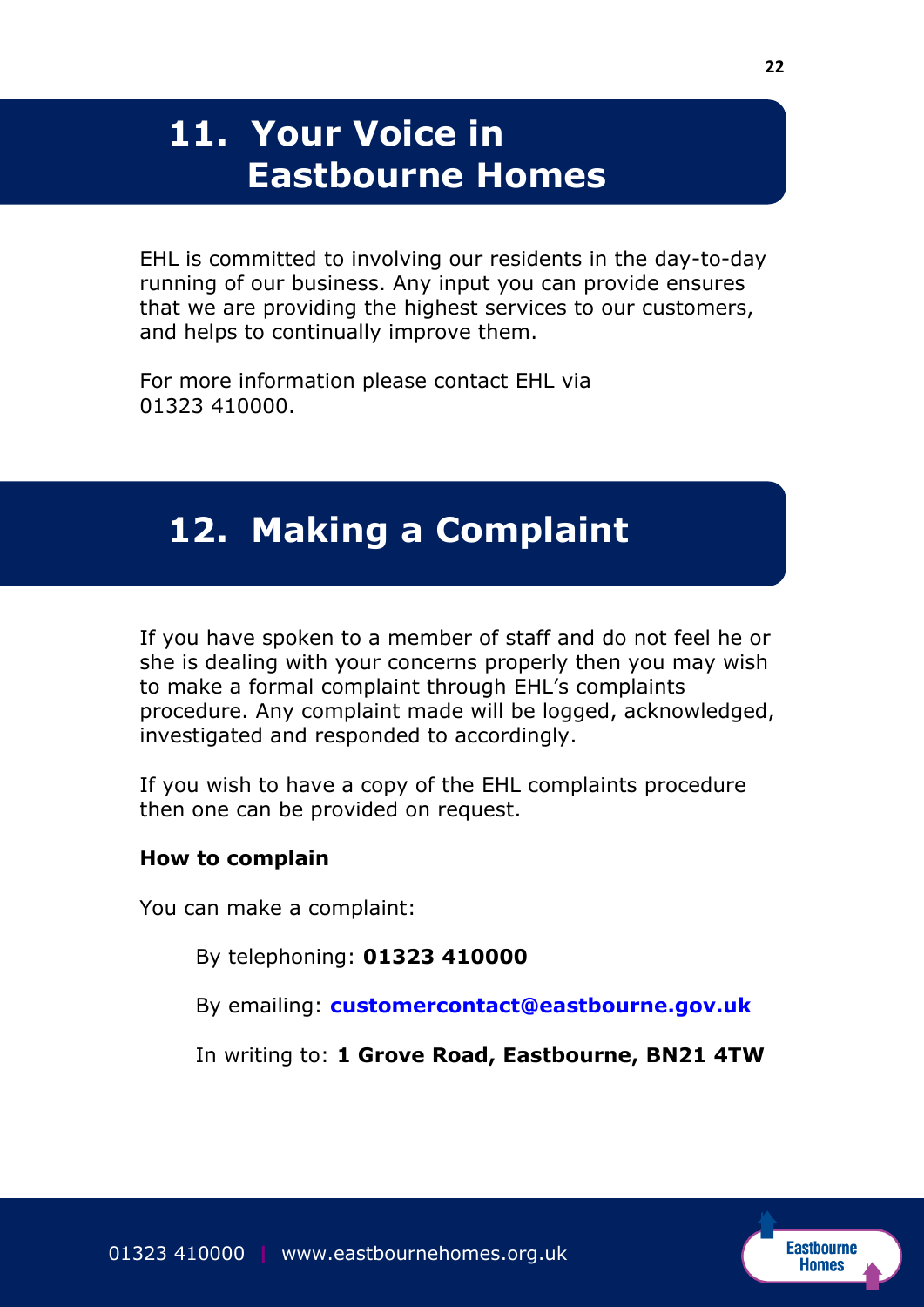## 11. Your Voice in Eastbourne Homes

EHL is committed to involving our residents in the day-to-day running of our business. Any input you can provide ensures that we are providing the highest services to our customers, and helps to continually improve them.

For more information please contact EHL via 01323 410000.

## 12. Making a Complaint

If you have spoken to a member of staff and do not feel he or she is dealing with your concerns properly then you may wish to make a formal complaint through EHL's complaints procedure. Any complaint made will be logged, acknowledged, investigated and responded to accordingly.

If you wish to have a copy of the EHL complaints procedure then one can be provided on request.

**How to complain**

You can make a complaint:

By telephoning: **01323 410000**

By emailing: **customercontact@eastbourne.gov.uk**

In writing to: **1 Grove Road, Eastbourne, BN21 4TW**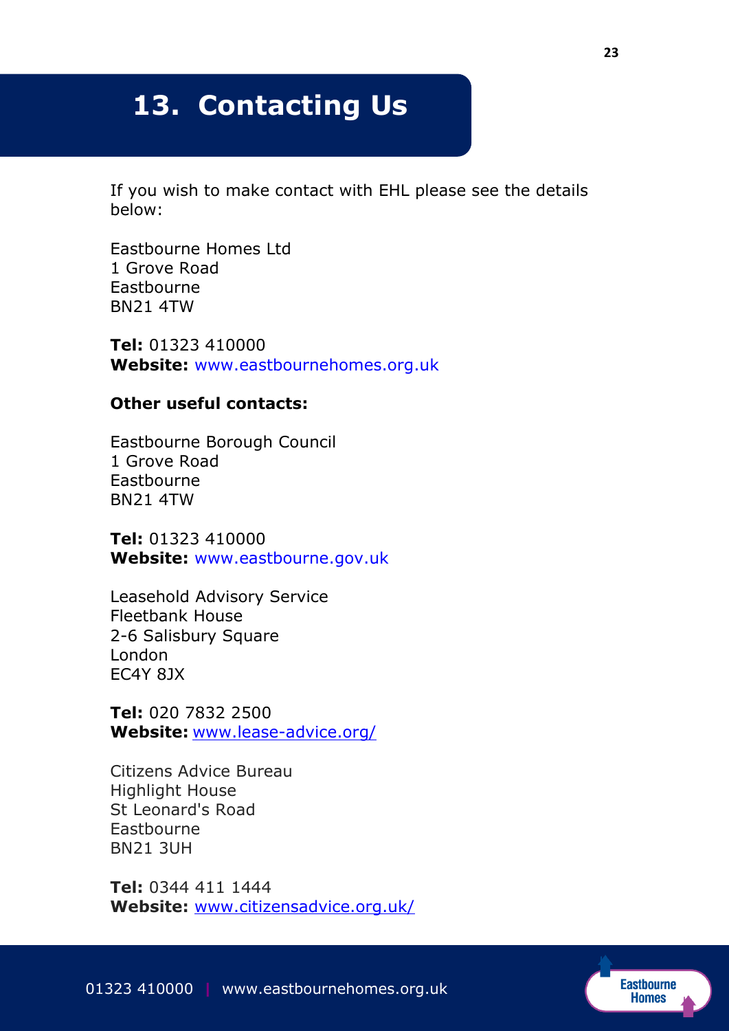# 13. Contacting Us

If you wish to make contact with EHL please see the details below:

Eastbourne Homes Ltd
1 Grove Road
Eastbourne
BN21 4TW

**Tel:** 01323 410000
**Website:** www.eastbournehomes.org.uk

**Other useful contacts:**

Eastbourne Borough Council
1 Grove Road
Eastbourne
BN21 4TW

**Tel:** 01323 410000
**Website:** www.eastbourne.gov.uk

Leasehold Advisory Service
Fleetbank House
2-6 Salisbury Square
London
EC4Y 8JX

**Tel:** 020 7832 2500
**Website:** www.lease-advice.org/

Citizens Advice Bureau
Highlight House
St Leonard's Road
Eastbourne
BN21 3UH

**Tel:** 0344 411 1444
**Website:** www.citizensadvice.org.uk/